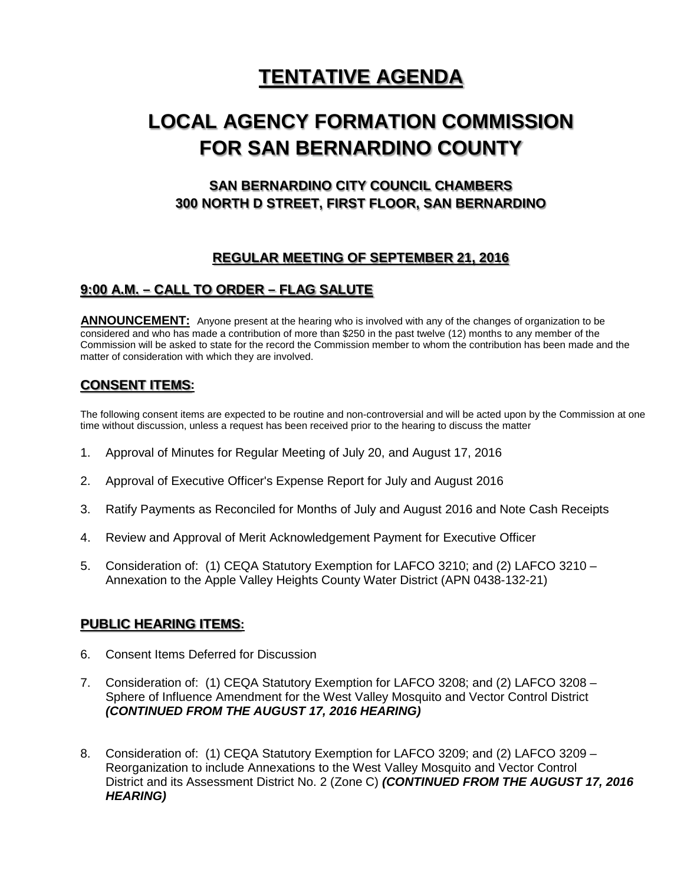# TENTATIVE AGENDA

# LOCAL AGENCY FORMATION COMMISSION FOR SAN BERNARDINO COUNTY

### SAN BERNARDINO CITY COUNCIL CHAMBERS
### 300 NORTH D STREET, FIRST FLOOR, SAN BERNARDINO

### REGULAR MEETING OF SEPTEMBER 21, 2016

## 9:00 A.M. – CALL TO ORDER – FLAG SALUTE

**ANNOUNCEMENT:** Anyone present at the hearing who is involved with any of the changes of organization to be considered and who has made a contribution of more than $250 in the past twelve (12) months to any member of the Commission will be asked to state for the record the Commission member to whom the contribution has been made and the matter of consideration with which they are involved.

## CONSENT ITEMS:

The following consent items are expected to be routine and non-controversial and will be acted upon by the Commission at one time without discussion, unless a request has been received prior to the hearing to discuss the matter

1. Approval of Minutes for Regular Meeting of July 20, and August 17, 2016
2. Approval of Executive Officer's Expense Report for July and August 2016
3. Ratify Payments as Reconciled for Months of July and August 2016 and Note Cash Receipts
4. Review and Approval of Merit Acknowledgement Payment for Executive Officer
5. Consideration of: (1) CEQA Statutory Exemption for LAFCO 3210; and (2) LAFCO 3210 – Annexation to the Apple Valley Heights County Water District (APN 0438-132-21)

## PUBLIC HEARING ITEMS:

6. Consent Items Deferred for Discussion
7. Consideration of: (1) CEQA Statutory Exemption for LAFCO 3208; and (2) LAFCO 3208 – Sphere of Influence Amendment for the West Valley Mosquito and Vector Control District ***(CONTINUED FROM THE AUGUST 17, 2016 HEARING)***
8. Consideration of: (1) CEQA Statutory Exemption for LAFCO 3209; and (2) LAFCO 3209 – Reorganization to include Annexations to the West Valley Mosquito and Vector Control District and its Assessment District No. 2 (Zone C) ***(CONTINUED FROM THE AUGUST 17, 2016 HEARING)***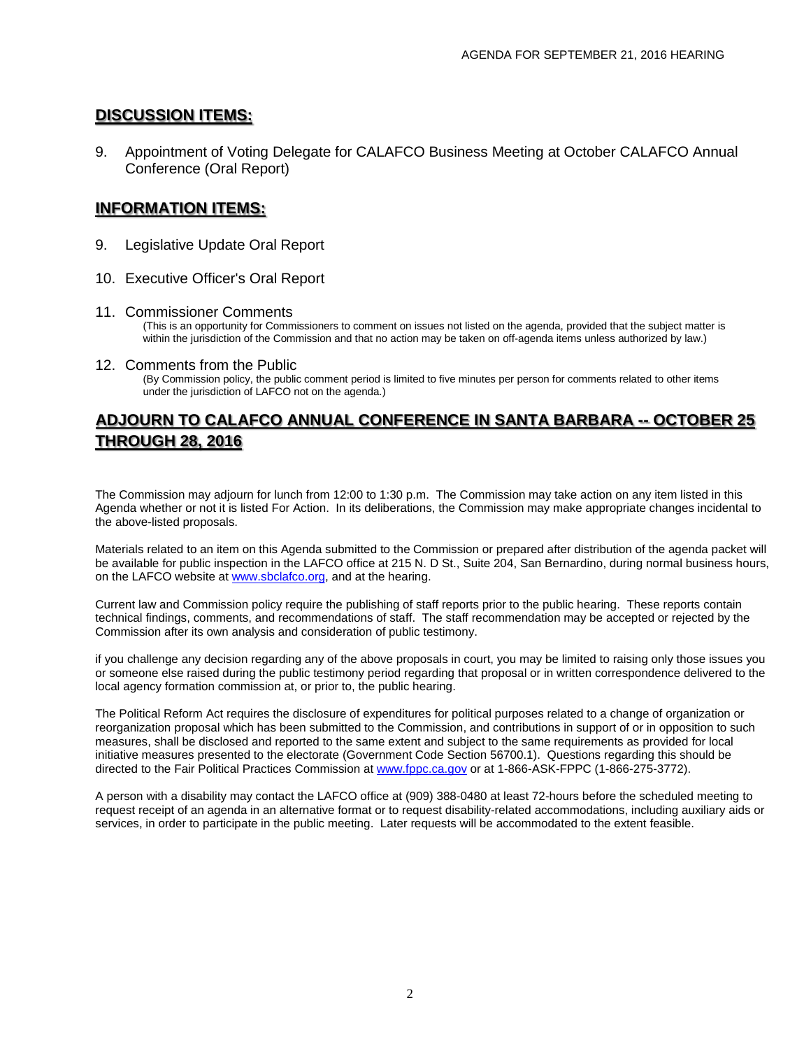## DISCUSSION ITEMS:

9. Appointment of Voting Delegate for CALAFCO Business Meeting at October CALAFCO Annual Conference (Oral Report)

## INFORMATION ITEMS:

9. Legislative Update Oral Report

10. Executive Officer's Oral Report

11. Commissioner Comments
 (This is an opportunity for Commissioners to comment on issues not listed on the agenda, provided that the subject matter is within the jurisdiction of the Commission and that no action may be taken on off-agenda items unless authorized by law.)

12. Comments from the Public
 (By Commission policy, the public comment period is limited to five minutes per person for comments related to other items under the jurisdiction of LAFCO not on the agenda.)

## ADJOURN TO CALAFCO ANNUAL CONFERENCE IN SANTA BARBARA -- OCTOBER 25 THROUGH 28, 2016

The Commission may adjourn for lunch from 12:00 to 1:30 p.m. The Commission may take action on any item listed in this Agenda whether or not it is listed For Action. In its deliberations, the Commission may make appropriate changes incidental to the above-listed proposals.

Materials related to an item on this Agenda submitted to the Commission or prepared after distribution of the agenda packet will be available for public inspection in the LAFCO office at 215 N. D St., Suite 204, San Bernardino, during normal business hours, on the LAFCO website at www.sbclafco.org, and at the hearing.

Current law and Commission policy require the publishing of staff reports prior to the public hearing. These reports contain technical findings, comments, and recommendations of staff. The staff recommendation may be accepted or rejected by the Commission after its own analysis and consideration of public testimony.

if you challenge any decision regarding any of the above proposals in court, you may be limited to raising only those issues you or someone else raised during the public testimony period regarding that proposal or in written correspondence delivered to the local agency formation commission at, or prior to, the public hearing.

The Political Reform Act requires the disclosure of expenditures for political purposes related to a change of organization or reorganization proposal which has been submitted to the Commission, and contributions in support of or in opposition to such measures, shall be disclosed and reported to the same extent and subject to the same requirements as provided for local initiative measures presented to the electorate (Government Code Section 56700.1). Questions regarding this should be directed to the Fair Political Practices Commission at www.fppc.ca.gov or at 1-866-ASK-FPPC (1-866-275-3772).

A person with a disability may contact the LAFCO office at (909) 388-0480 at least 72-hours before the scheduled meeting to request receipt of an agenda in an alternative format or to request disability-related accommodations, including auxiliary aids or services, in order to participate in the public meeting. Later requests will be accommodated to the extent feasible.